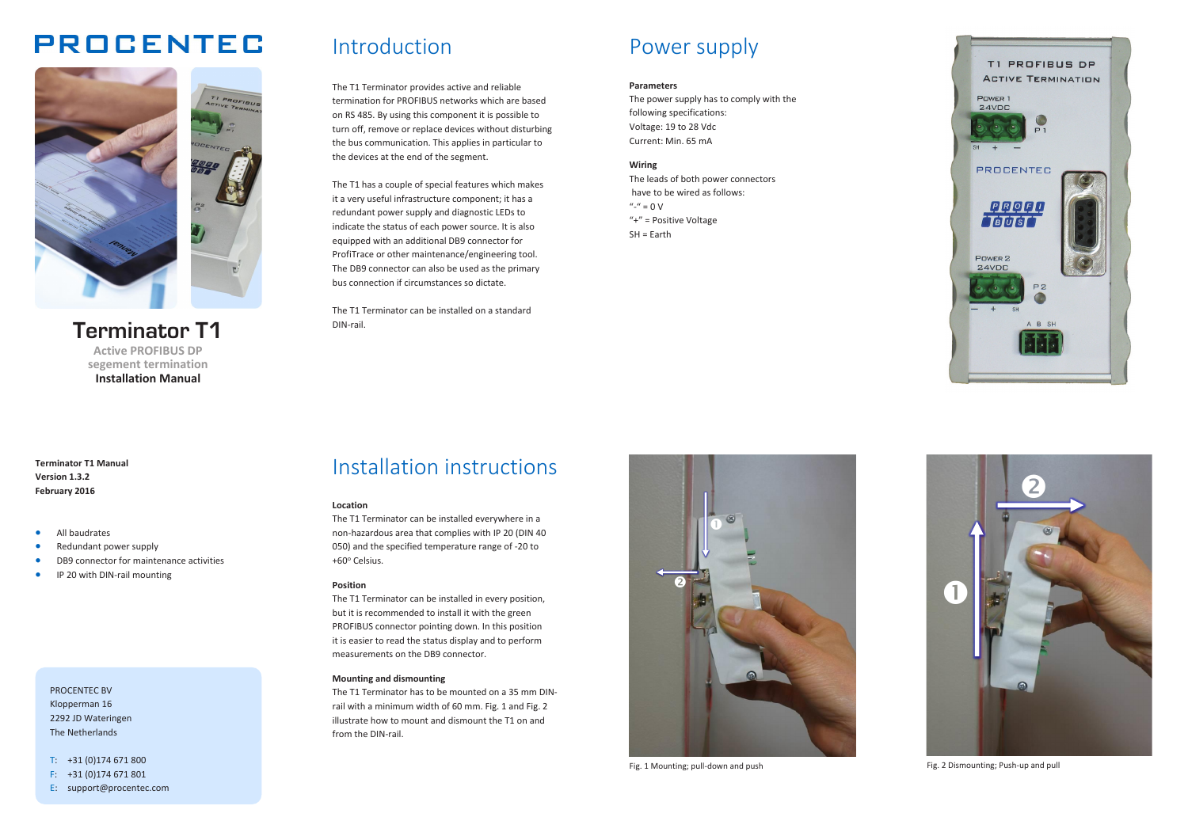# PROCENTEC

## Terminator T1

**Active PROFIBUS DP segement termination**

**Installation Manual**

**Terminator T1 Manual**
**Version 1.3.2**
**February 2016**

- All baudrates
- Redundant power supply
- DB9 connector for maintenance activities
- IP 20 with DIN-rail mounting

PROCENTEC BV
Klopperman 16
2292 JD Wateringen
The Netherlands

T: +31 (0)174 671 800
F: +31 (0)174 671 801
E: support@procentec.com

## Introduction

The T1 Terminator provides active and reliable termination for PROFIBUS networks which are based on RS 485. By using this component it is possible to turn off, remove or replace devices without disturbing the bus communication. This applies in particular to the devices at the end of the segment.

The T1 has a couple of special features which makes it a very useful infrastructure component; it has a redundant power supply and diagnostic LEDs to indicate the status of each power source. It is also equipped with an additional DB9 connector for ProfiTrace or other maintenance/engineering tool. The DB9 connector can also be used as the primary bus connection if circumstances so dictate.

The T1 Terminator can be installed on a standard DIN-rail.

## Power supply

**Parameters**

The power supply has to comply with the following specifications:
Voltage: 19 to 28 Vdc
Current: Min. 65 mA

**Wiring**

The leads of both power connectors have to be wired as follows:
"-" = 0 V
"+" = Positive Voltage
SH = Earth

## Installation instructions

**Location**

The T1 Terminator can be installed everywhere in a non-hazardous area that complies with IP 20 (DIN 40 050) and the specified temperature range of -20 to +60° Celsius.

**Position**

The T1 Terminator can be installed in every position, but it is recommended to install it with the green PROFIBUS connector pointing down. In this position it is easier to read the status display and to perform measurements on the DB9 connector.

**Mounting and dismounting**

The T1 Terminator has to be mounted on a 35 mm DIN-rail with a minimum width of 60 mm. Fig. 1 and Fig. 2 illustrate how to mount and dismount the T1 on and from the DIN-rail.

Fig. 1 Mounting; pull-down and push

Fig. 2 Dismounting; Push-up and pull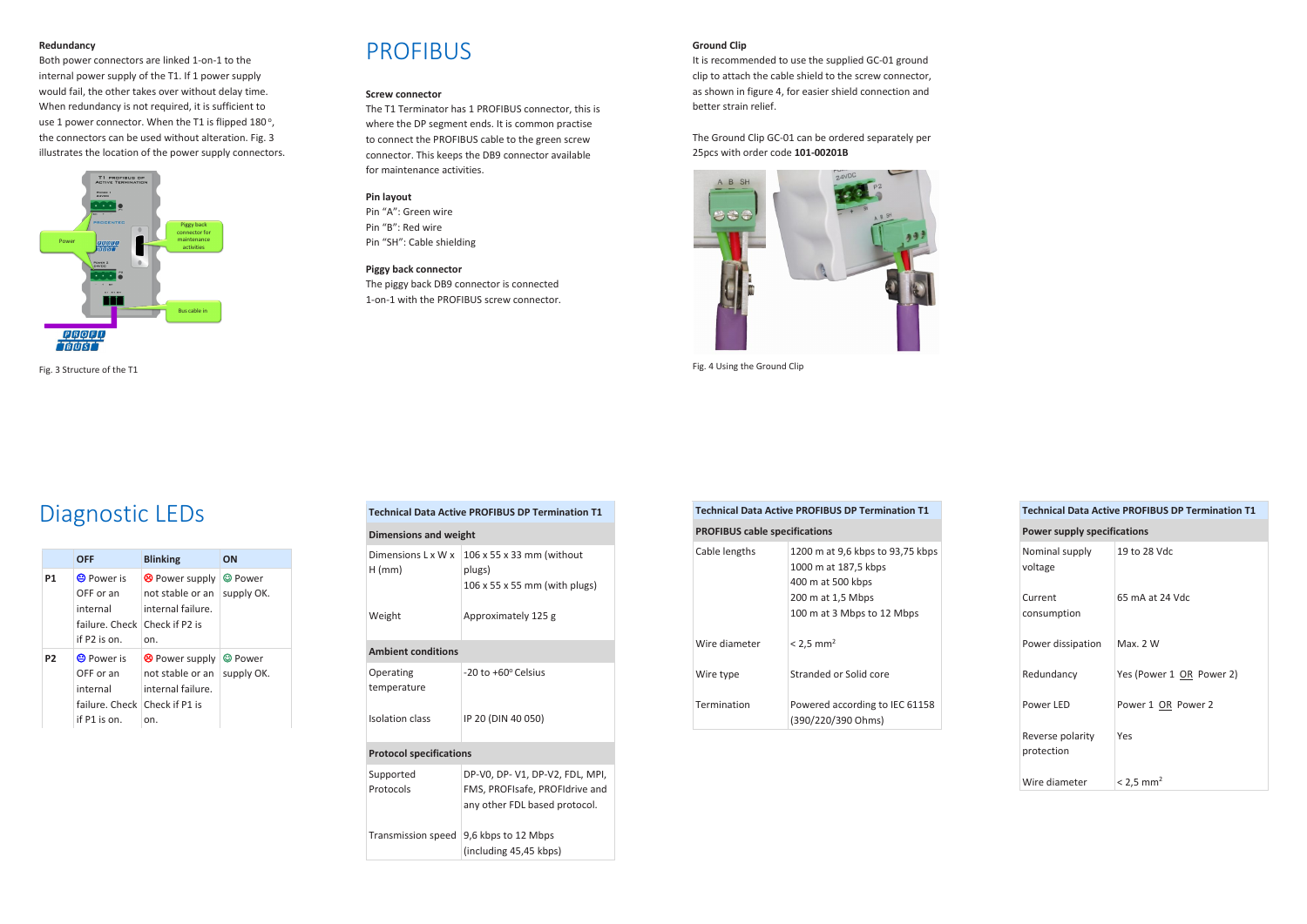**Redundancy**

Both power connectors are linked 1-on-1 to the internal power supply of the T1. If 1 power supply would fail, the other takes over without delay time. When redundancy is not required, it is sufficient to use 1 power connector. When the T1 is flipped 180°, the connectors can be used without alteration. Fig. 3 illustrates the location of the power supply connectors.

Fig. 3 Structure of the T1

# PROFIBUS

**Screw connector**

The T1 Terminator has 1 PROFIBUS connector, this is where the DP segment ends. It is common practise to connect the PROFIBUS cable to the green screw connector. This keeps the DB9 connector available for maintenance activities.

**Pin layout**

Pin "A": Green wire
Pin "B": Red wire
Pin "SH": Cable shielding

**Piggy back connector**

The piggy back DB9 connector is connected 1-on-1 with the PROFIBUS screw connector.

**Ground Clip**

It is recommended to use the supplied GC-01 ground clip to attach the cable shield to the screw connector, as shown in figure 4, for easier shield connection and better strain relief.

The Ground Clip GC-01 can be ordered separately per 25pcs with order code **101-00201B**

Fig. 4 Using the Ground Clip

# Diagnostic LEDs

| | OFF | Blinking | ON |
|---|---|---|---|
| **P1** | ☹ Power is OFF or an internal failure. Check if P2 is on. | ☹ Power supply not stable or an internal failure. Check if P2 is on. | ☺ Power supply OK. |
| **P2** | ☹ Power is OFF or an internal failure. Check if P1 is on. | ☹ Power supply not stable or an internal failure. Check if P1 is on. | ☺ Power supply OK. |

| Technical Data Active PROFIBUS DP Termination T1 | |
|---|---|
| **Dimensions and weight** | |
| Dimensions L x W x H (mm) | 106 x 55 x 33 mm (without plugs)<br>106 x 55 x 55 mm (with plugs) |
| Weight | Approximately 125 g |
| **Ambient conditions** | |
| Operating temperature | -20 to +60° Celsius |
| Isolation class | IP 20 (DIN 40 050) |
| **Protocol specifications** | |
| Supported Protocols | DP-V0, DP- V1, DP-V2, FDL, MPI, FMS, PROFIsafe, PROFIdrive and any other FDL based protocol. |
| Transmission speed | 9,6 kbps to 12 Mbps (including 45,45 kbps) |

| Technical Data Active PROFIBUS DP Termination T1 | |
|---|---|
| **PROFIBUS cable specifications** | |
| Cable lengths | 1200 m at 9,6 kbps to 93,75 kbps<br>1000 m at 187,5 kbps<br>400 m at 500 kbps<br>200 m at 1,5 Mbps<br>100 m at 3 Mbps to 12 Mbps |
| Wire diameter | < 2,5 mm$^2$ |
| Wire type | Stranded or Solid core |
| Termination | Powered according to IEC 61158 (390/220/390 Ohms) |

| Technical Data Active PROFIBUS DP Termination T1 | |
|---|---|
| **Power supply specifications** | |
| Nominal supply voltage | 19 to 28 Vdc |
| Current consumption | 65 mA at 24 Vdc |
| Power dissipation | Max. 2 W |
| Redundancy | Yes (Power 1 <u>OR</u> Power 2) |
| Power LED | Power 1 <u>OR</u> Power 2 |
| Reverse polarity protection | Yes |
| Wire diameter | < 2,5 mm$^2$ |